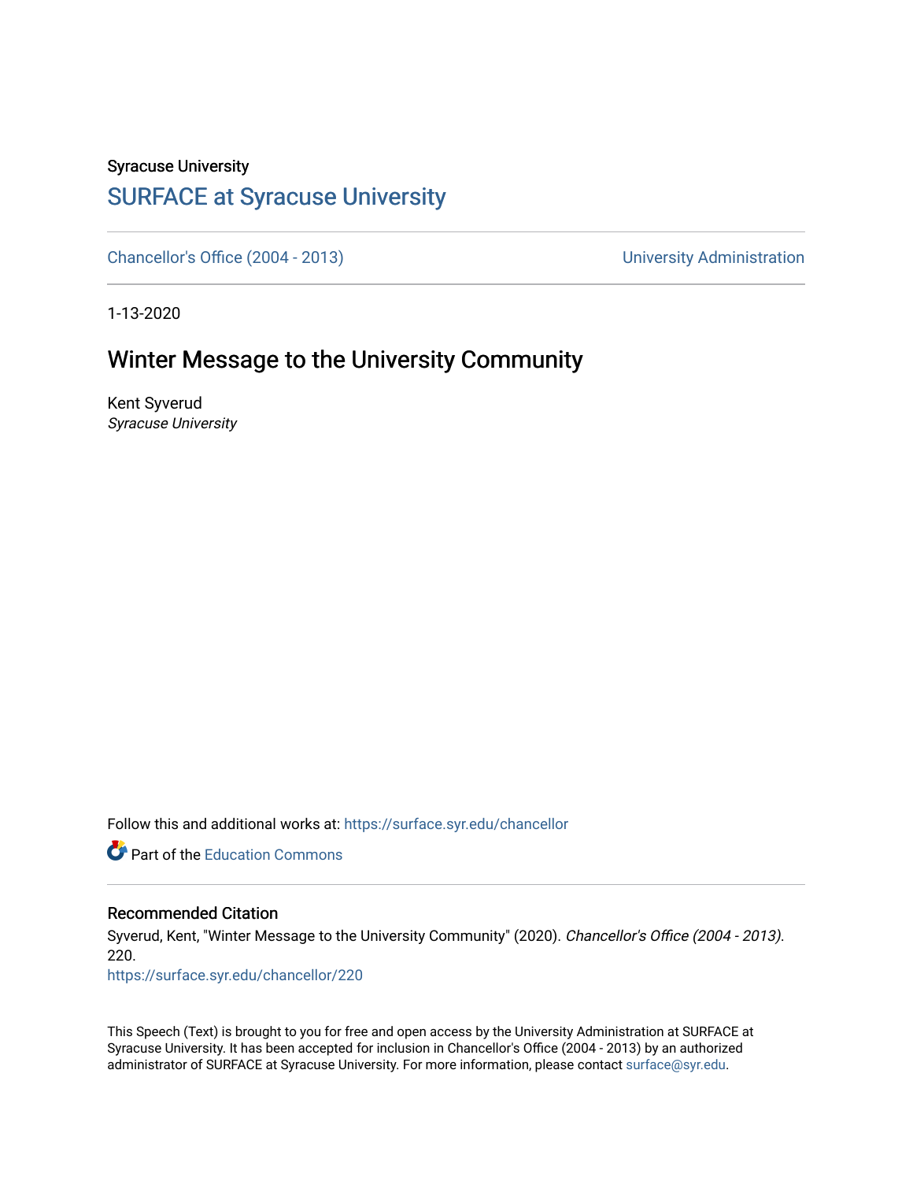Syracuse University

## SURFACE at Syracuse University

Chancellor's Office (2004 - 2013)

University Administration

1-13-2020

# Winter Message to the University Community

Kent Syverud
*Syracuse University*

Follow this and additional works at: https://surface.syr.edu/chancellor

Part of the Education Commons

### Recommended Citation

Syverud, Kent, "Winter Message to the University Community" (2020). *Chancellor's Office (2004 - 2013)*. 220.
https://surface.syr.edu/chancellor/220

This Speech (Text) is brought to you for free and open access by the University Administration at SURFACE at Syracuse University. It has been accepted for inclusion in Chancellor's Office (2004 - 2013) by an authorized administrator of SURFACE at Syracuse University. For more information, please contact surface@syr.edu.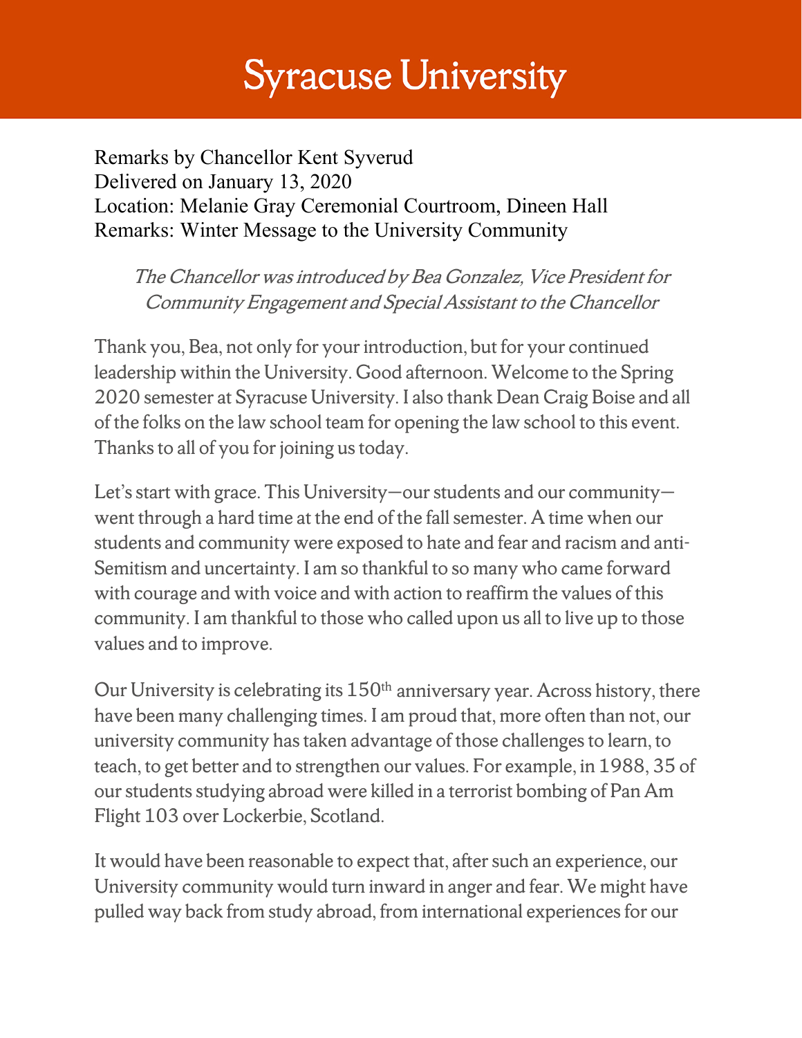# Syracuse University

Remarks by Chancellor Kent Syverud
Delivered on January 13, 2020
Location: Melanie Gray Ceremonial Courtroom, Dineen Hall
Remarks: Winter Message to the University Community

*The Chancellor was introduced by Bea Gonzalez, Vice President for Community Engagement and Special Assistant to the Chancellor*

Thank you, Bea, not only for your introduction, but for your continued leadership within the University. Good afternoon. Welcome to the Spring 2020 semester at Syracuse University. I also thank Dean Craig Boise and all of the folks on the law school team for opening the law school to this event. Thanks to all of you for joining us today.

Let's start with grace. This University—our students and our community—went through a hard time at the end of the fall semester. A time when our students and community were exposed to hate and fear and racism and anti-Semitism and uncertainty. I am so thankful to so many who came forward with courage and with voice and with action to reaffirm the values of this community. I am thankful to those who called upon us all to live up to those values and to improve.

Our University is celebrating its 150th anniversary year. Across history, there have been many challenging times. I am proud that, more often than not, our university community has taken advantage of those challenges to learn, to teach, to get better and to strengthen our values. For example, in 1988, 35 of our students studying abroad were killed in a terrorist bombing of Pan Am Flight 103 over Lockerbie, Scotland.

It would have been reasonable to expect that, after such an experience, our University community would turn inward in anger and fear. We might have pulled way back from study abroad, from international experiences for our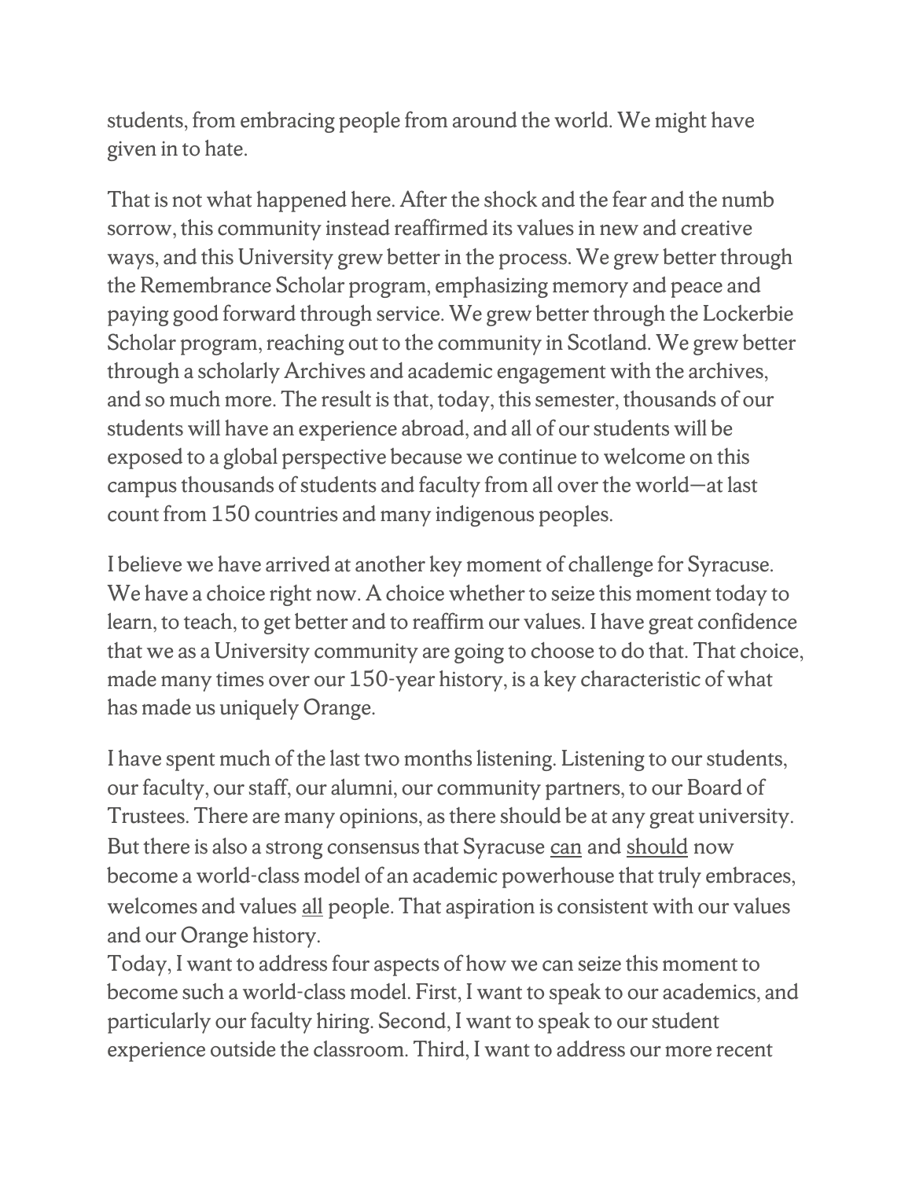students, from embracing people from around the world. We might have given in to hate.

That is not what happened here. After the shock and the fear and the numb sorrow, this community instead reaffirmed its values in new and creative ways, and this University grew better in the process. We grew better through the Remembrance Scholar program, emphasizing memory and peace and paying good forward through service. We grew better through the Lockerbie Scholar program, reaching out to the community in Scotland. We grew better through a scholarly Archives and academic engagement with the archives, and so much more. The result is that, today, this semester, thousands of our students will have an experience abroad, and all of our students will be exposed to a global perspective because we continue to welcome on this campus thousands of students and faculty from all over the world—at last count from 150 countries and many indigenous peoples.

I believe we have arrived at another key moment of challenge for Syracuse. We have a choice right now. A choice whether to seize this moment today to learn, to teach, to get better and to reaffirm our values. I have great confidence that we as a University community are going to choose to do that. That choice, made many times over our 150-year history, is a key characteristic of what has made us uniquely Orange.

I have spent much of the last two months listening. Listening to our students, our faculty, our staff, our alumni, our community partners, to our Board of Trustees. There are many opinions, as there should be at any great university. But there is also a strong consensus that Syracuse <u>can</u> and <u>should</u> now become a world-class model of an academic powerhouse that truly embraces, welcomes and values <u>all</u> people. That aspiration is consistent with our values and our Orange history.

Today, I want to address four aspects of how we can seize this moment to become such a world-class model. First, I want to speak to our academics, and particularly our faculty hiring. Second, I want to speak to our student experience outside the classroom. Third, I want to address our more recent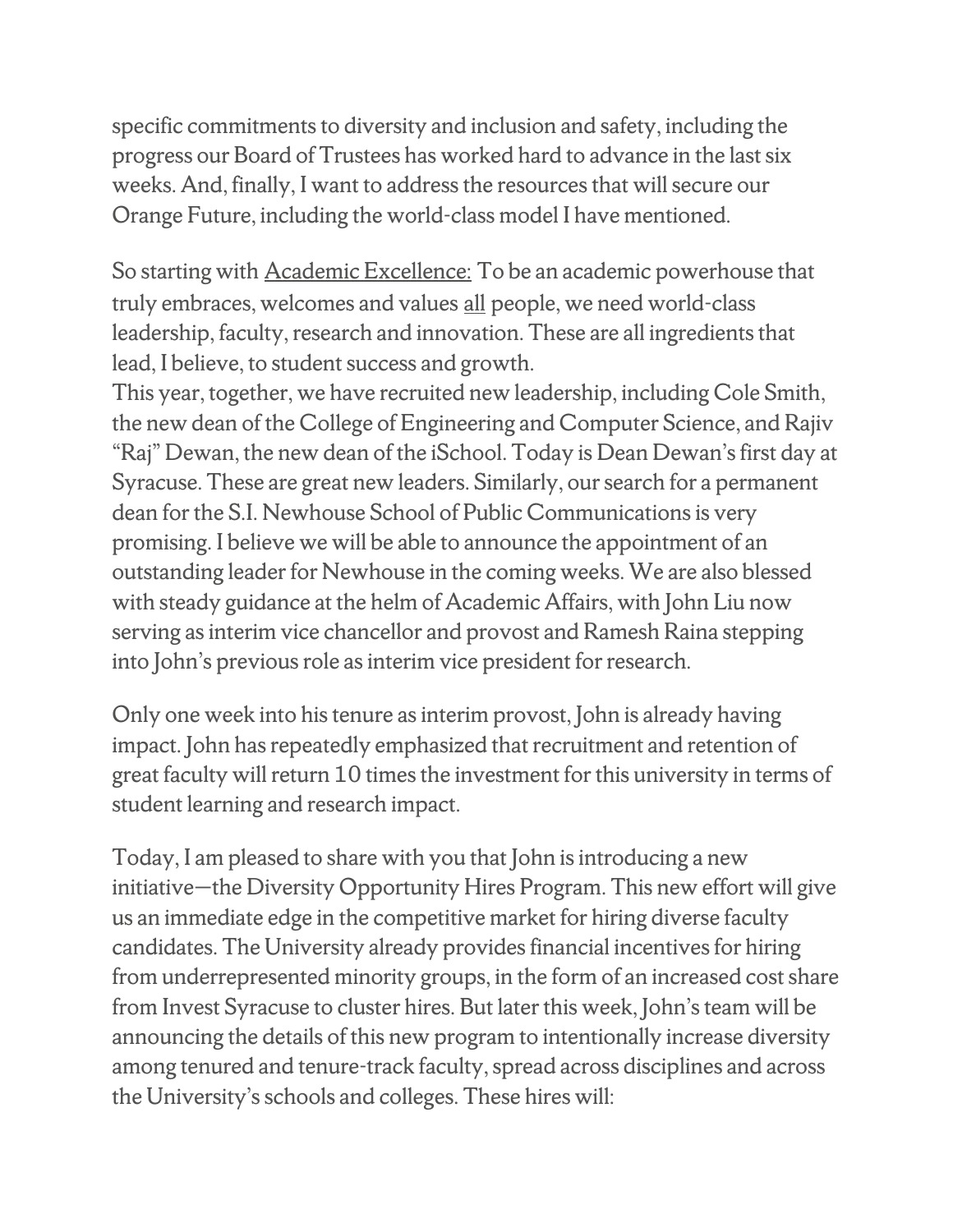specific commitments to diversity and inclusion and safety, including the progress our Board of Trustees has worked hard to advance in the last six weeks. And, finally, I want to address the resources that will secure our Orange Future, including the world-class model I have mentioned.

So starting with <u>Academic Excellence:</u> To be an academic powerhouse that truly embraces, welcomes and values <u>all</u> people, we need world-class leadership, faculty, research and innovation. These are all ingredients that lead, I believe, to student success and growth.

This year, together, we have recruited new leadership, including Cole Smith, the new dean of the College of Engineering and Computer Science, and Rajiv "Raj" Dewan, the new dean of the iSchool. Today is Dean Dewan's first day at Syracuse. These are great new leaders. Similarly, our search for a permanent dean for the S.I. Newhouse School of Public Communications is very promising. I believe we will be able to announce the appointment of an outstanding leader for Newhouse in the coming weeks. We are also blessed with steady guidance at the helm of Academic Affairs, with John Liu now serving as interim vice chancellor and provost and Ramesh Raina stepping into John's previous role as interim vice president for research.

Only one week into his tenure as interim provost, John is already having impact. John has repeatedly emphasized that recruitment and retention of great faculty will return 10 times the investment for this university in terms of student learning and research impact.

Today, I am pleased to share with you that John is introducing a new initiative—the Diversity Opportunity Hires Program. This new effort will give us an immediate edge in the competitive market for hiring diverse faculty candidates. The University already provides financial incentives for hiring from underrepresented minority groups, in the form of an increased cost share from Invest Syracuse to cluster hires. But later this week, John's team will be announcing the details of this new program to intentionally increase diversity among tenured and tenure-track faculty, spread across disciplines and across the University's schools and colleges. These hires will: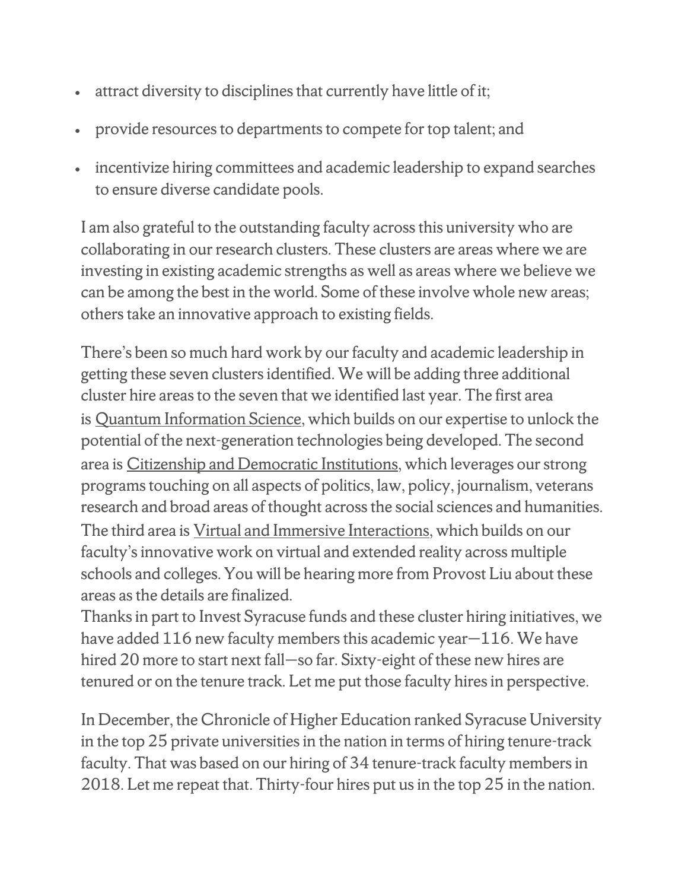- attract diversity to disciplines that currently have little of it;
- provide resources to departments to compete for top talent; and
- incentivize hiring committees and academic leadership to expand searches to ensure diverse candidate pools.

I am also grateful to the outstanding faculty across this university who are collaborating in our research clusters. These clusters are areas where we are investing in existing academic strengths as well as areas where we believe we can be among the best in the world. Some of these involve whole new areas; others take an innovative approach to existing fields.

There's been so much hard work by our faculty and academic leadership in getting these seven clusters identified. We will be adding three additional cluster hire areas to the seven that we identified last year. The first area is Quantum Information Science, which builds on our expertise to unlock the potential of the next-generation technologies being developed. The second area is Citizenship and Democratic Institutions, which leverages our strong programs touching on all aspects of politics, law, policy, journalism, veterans research and broad areas of thought across the social sciences and humanities. The third area is Virtual and Immersive Interactions, which builds on our faculty's innovative work on virtual and extended reality across multiple schools and colleges. You will be hearing more from Provost Liu about these areas as the details are finalized.

Thanks in part to Invest Syracuse funds and these cluster hiring initiatives, we have added 116 new faculty members this academic year—116. We have hired 20 more to start next fall—so far. Sixty-eight of these new hires are tenured or on the tenure track. Let me put those faculty hires in perspective.

In December, the Chronicle of Higher Education ranked Syracuse University in the top 25 private universities in the nation in terms of hiring tenure-track faculty. That was based on our hiring of 34 tenure-track faculty members in 2018. Let me repeat that. Thirty-four hires put us in the top 25 in the nation.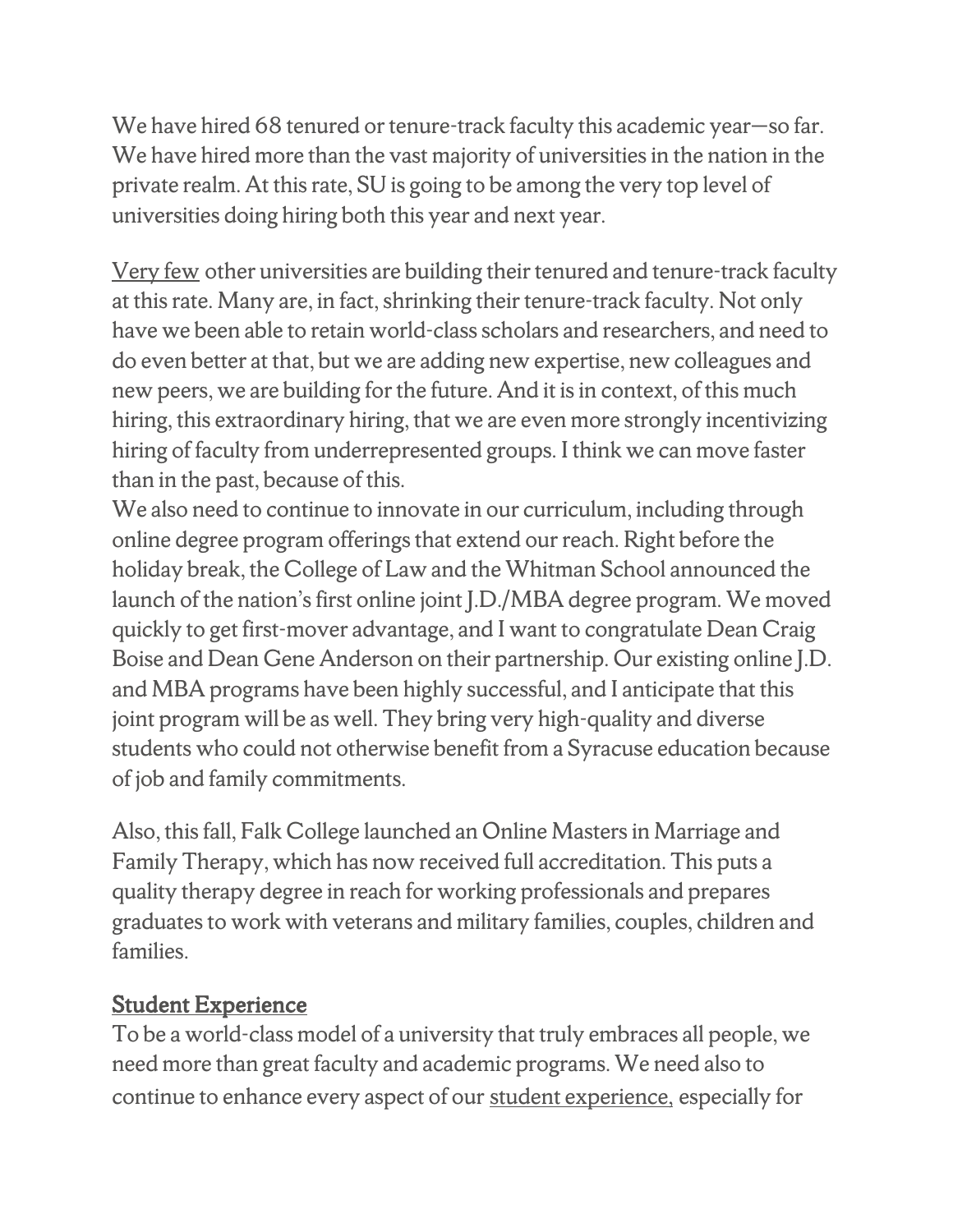We have hired 68 tenured or tenure-track faculty this academic year—so far. We have hired more than the vast majority of universities in the nation in the private realm. At this rate, SU is going to be among the very top level of universities doing hiring both this year and next year.

Very few other universities are building their tenured and tenure-track faculty at this rate. Many are, in fact, shrinking their tenure-track faculty. Not only have we been able to retain world-class scholars and researchers, and need to do even better at that, but we are adding new expertise, new colleagues and new peers, we are building for the future. And it is in context, of this much hiring, this extraordinary hiring, that we are even more strongly incentivizing hiring of faculty from underrepresented groups. I think we can move faster than in the past, because of this.

We also need to continue to innovate in our curriculum, including through online degree program offerings that extend our reach. Right before the holiday break, the College of Law and the Whitman School announced the launch of the nation's first online joint J.D./MBA degree program. We moved quickly to get first-mover advantage, and I want to congratulate Dean Craig Boise and Dean Gene Anderson on their partnership. Our existing online J.D. and MBA programs have been highly successful, and I anticipate that this joint program will be as well. They bring very high-quality and diverse students who could not otherwise benefit from a Syracuse education because of job and family commitments.

Also, this fall, Falk College launched an Online Masters in Marriage and Family Therapy, which has now received full accreditation. This puts a quality therapy degree in reach for working professionals and prepares graduates to work with veterans and military families, couples, children and families.

## Student Experience

To be a world-class model of a university that truly embraces all people, we need more than great faculty and academic programs. We need also to continue to enhance every aspect of our student experience, especially for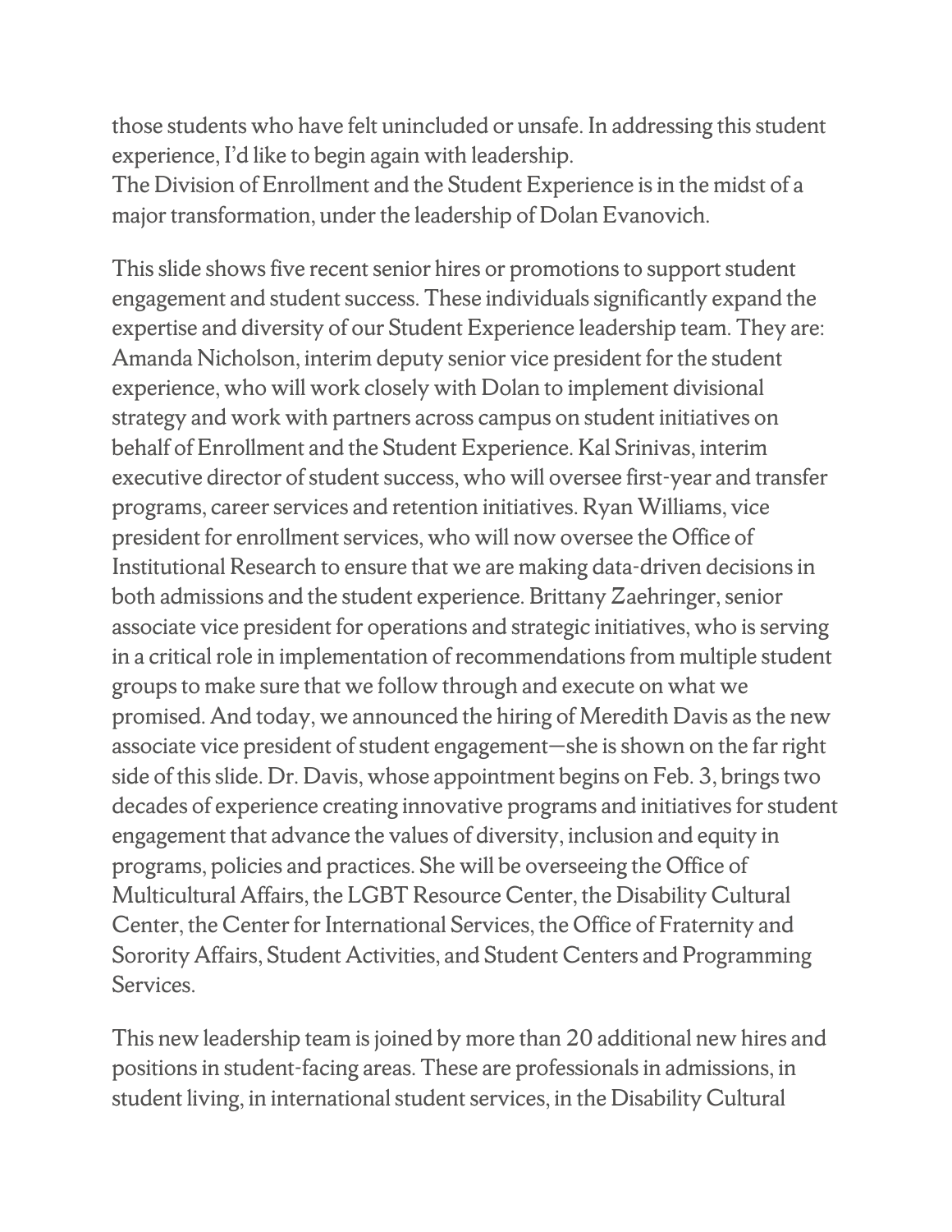those students who have felt unincluded or unsafe. In addressing this student experience, I'd like to begin again with leadership.
The Division of Enrollment and the Student Experience is in the midst of a major transformation, under the leadership of Dolan Evanovich.

This slide shows five recent senior hires or promotions to support student engagement and student success. These individuals significantly expand the expertise and diversity of our Student Experience leadership team. They are: Amanda Nicholson, interim deputy senior vice president for the student experience, who will work closely with Dolan to implement divisional strategy and work with partners across campus on student initiatives on behalf of Enrollment and the Student Experience. Kal Srinivas, interim executive director of student success, who will oversee first-year and transfer programs, career services and retention initiatives. Ryan Williams, vice president for enrollment services, who will now oversee the Office of Institutional Research to ensure that we are making data-driven decisions in both admissions and the student experience. Brittany Zaehringer, senior associate vice president for operations and strategic initiatives, who is serving in a critical role in implementation of recommendations from multiple student groups to make sure that we follow through and execute on what we promised. And today, we announced the hiring of Meredith Davis as the new associate vice president of student engagement—she is shown on the far right side of this slide. Dr. Davis, whose appointment begins on Feb. 3, brings two decades of experience creating innovative programs and initiatives for student engagement that advance the values of diversity, inclusion and equity in programs, policies and practices. She will be overseeing the Office of Multicultural Affairs, the LGBT Resource Center, the Disability Cultural Center, the Center for International Services, the Office of Fraternity and Sorority Affairs, Student Activities, and Student Centers and Programming Services.

This new leadership team is joined by more than 20 additional new hires and positions in student-facing areas. These are professionals in admissions, in student living, in international student services, in the Disability Cultural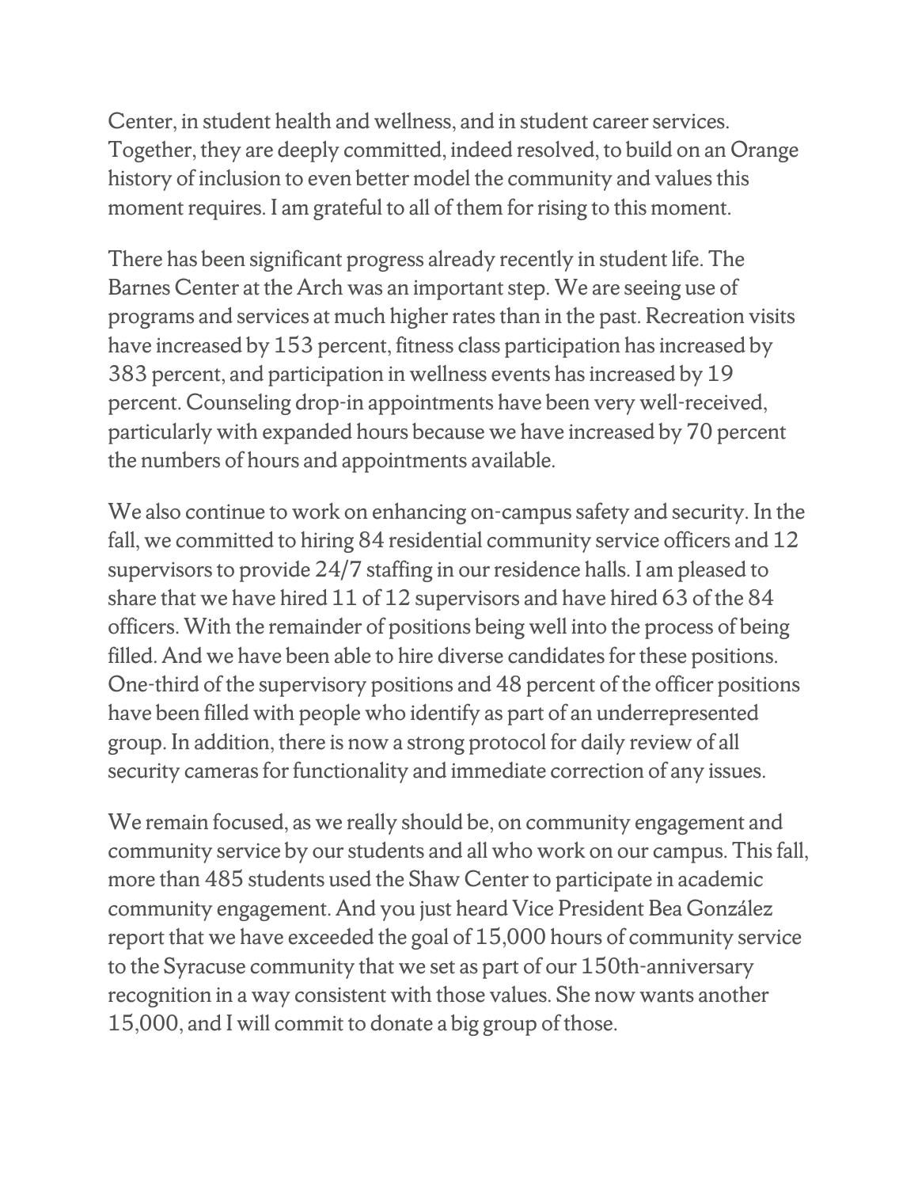Center, in student health and wellness, and in student career services. Together, they are deeply committed, indeed resolved, to build on an Orange history of inclusion to even better model the community and values this moment requires. I am grateful to all of them for rising to this moment.

There has been significant progress already recently in student life. The Barnes Center at the Arch was an important step. We are seeing use of programs and services at much higher rates than in the past. Recreation visits have increased by 153 percent, fitness class participation has increased by 383 percent, and participation in wellness events has increased by 19 percent. Counseling drop-in appointments have been very well-received, particularly with expanded hours because we have increased by 70 percent the numbers of hours and appointments available.

We also continue to work on enhancing on-campus safety and security. In the fall, we committed to hiring 84 residential community service officers and 12 supervisors to provide 24/7 staffing in our residence halls. I am pleased to share that we have hired 11 of 12 supervisors and have hired 63 of the 84 officers. With the remainder of positions being well into the process of being filled. And we have been able to hire diverse candidates for these positions. One-third of the supervisory positions and 48 percent of the officer positions have been filled with people who identify as part of an underrepresented group. In addition, there is now a strong protocol for daily review of all security cameras for functionality and immediate correction of any issues.

We remain focused, as we really should be, on community engagement and community service by our students and all who work on our campus. This fall, more than 485 students used the Shaw Center to participate in academic community engagement. And you just heard Vice President Bea González report that we have exceeded the goal of 15,000 hours of community service to the Syracuse community that we set as part of our 150th-anniversary recognition in a way consistent with those values. She now wants another 15,000, and I will commit to donate a big group of those.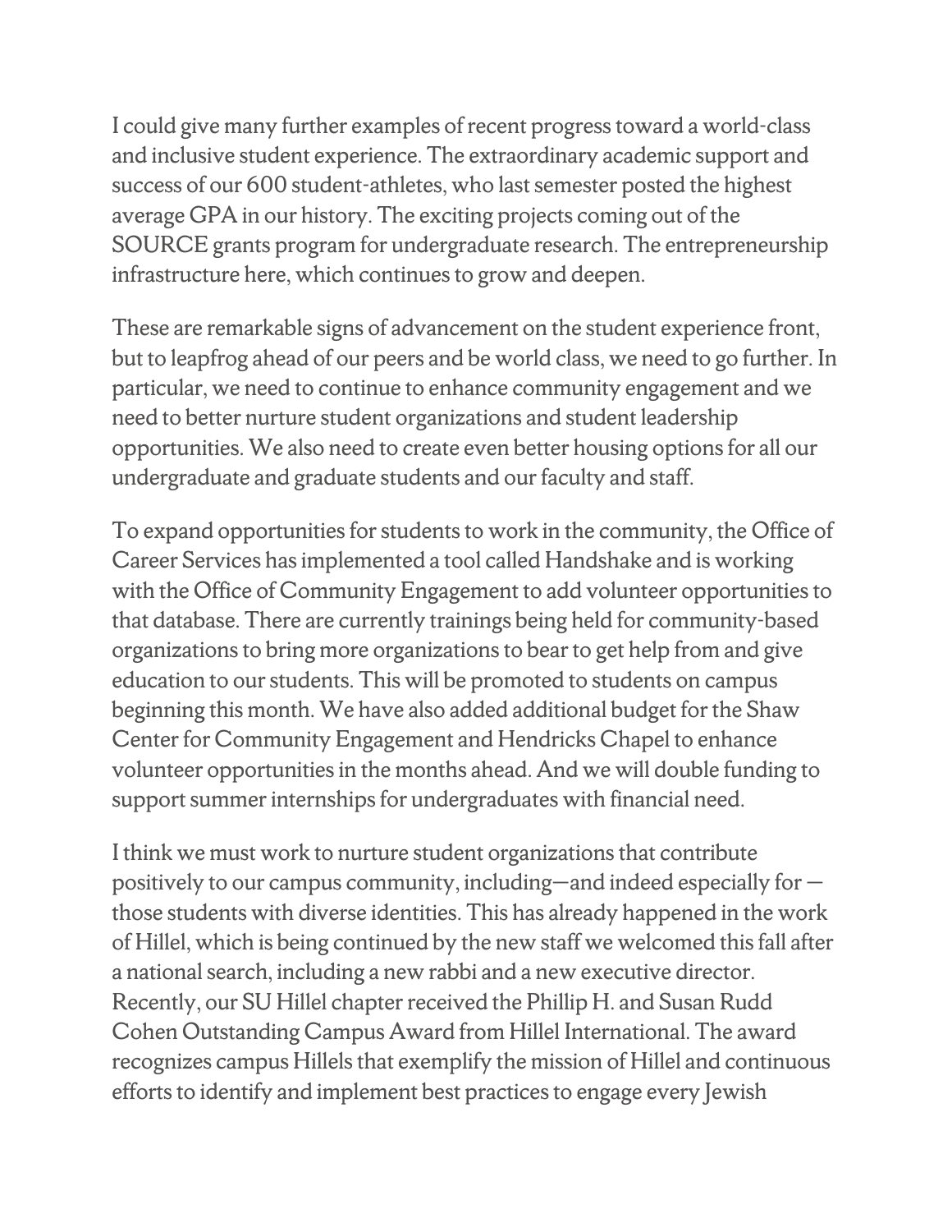I could give many further examples of recent progress toward a world-class and inclusive student experience. The extraordinary academic support and success of our 600 student-athletes, who last semester posted the highest average GPA in our history. The exciting projects coming out of the SOURCE grants program for undergraduate research. The entrepreneurship infrastructure here, which continues to grow and deepen.

These are remarkable signs of advancement on the student experience front, but to leapfrog ahead of our peers and be world class, we need to go further. In particular, we need to continue to enhance community engagement and we need to better nurture student organizations and student leadership opportunities. We also need to create even better housing options for all our undergraduate and graduate students and our faculty and staff.

To expand opportunities for students to work in the community, the Office of Career Services has implemented a tool called Handshake and is working with the Office of Community Engagement to add volunteer opportunities to that database. There are currently trainings being held for community-based organizations to bring more organizations to bear to get help from and give education to our students. This will be promoted to students on campus beginning this month. We have also added additional budget for the Shaw Center for Community Engagement and Hendricks Chapel to enhance volunteer opportunities in the months ahead. And we will double funding to support summer internships for undergraduates with financial need.

I think we must work to nurture student organizations that contribute positively to our campus community, including—and indeed especially for — those students with diverse identities. This has already happened in the work of Hillel, which is being continued by the new staff we welcomed this fall after a national search, including a new rabbi and a new executive director. Recently, our SU Hillel chapter received the Phillip H. and Susan Rudd Cohen Outstanding Campus Award from Hillel International. The award recognizes campus Hillels that exemplify the mission of Hillel and continuous efforts to identify and implement best practices to engage every Jewish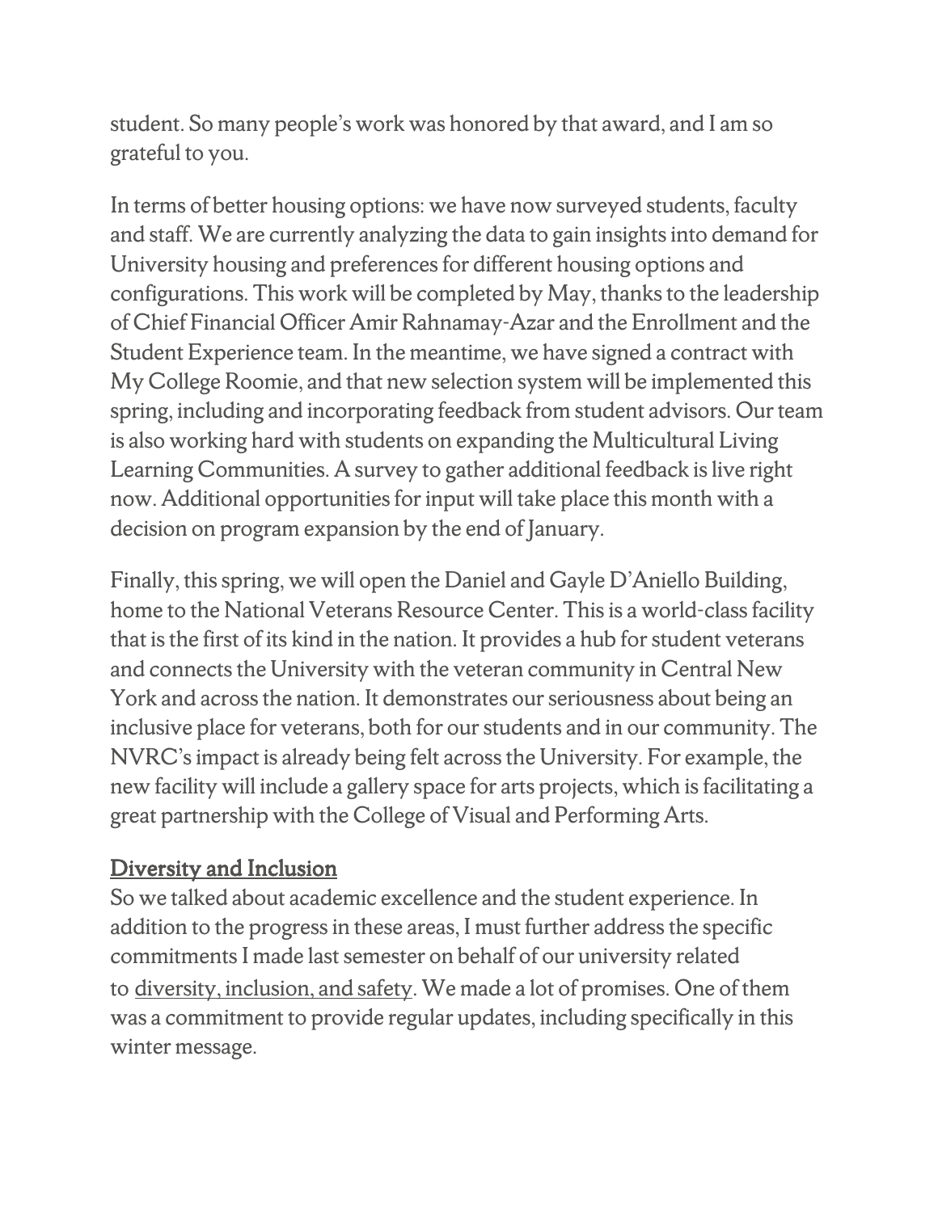student. So many people's work was honored by that award, and I am so grateful to you.

In terms of better housing options: we have now surveyed students, faculty and staff. We are currently analyzing the data to gain insights into demand for University housing and preferences for different housing options and configurations. This work will be completed by May, thanks to the leadership of Chief Financial Officer Amir Rahnamay-Azar and the Enrollment and the Student Experience team. In the meantime, we have signed a contract with My College Roomie, and that new selection system will be implemented this spring, including and incorporating feedback from student advisors. Our team is also working hard with students on expanding the Multicultural Living Learning Communities. A survey to gather additional feedback is live right now. Additional opportunities for input will take place this month with a decision on program expansion by the end of January.

Finally, this spring, we will open the Daniel and Gayle D'Aniello Building, home to the National Veterans Resource Center. This is a world-class facility that is the first of its kind in the nation. It provides a hub for student veterans and connects the University with the veteran community in Central New York and across the nation. It demonstrates our seriousness about being an inclusive place for veterans, both for our students and in our community. The NVRC's impact is already being felt across the University. For example, the new facility will include a gallery space for arts projects, which is facilitating a great partnership with the College of Visual and Performing Arts.

## Diversity and Inclusion

So we talked about academic excellence and the student experience. In addition to the progress in these areas, I must further address the specific commitments I made last semester on behalf of our university related to diversity, inclusion, and safety. We made a lot of promises. One of them was a commitment to provide regular updates, including specifically in this winter message.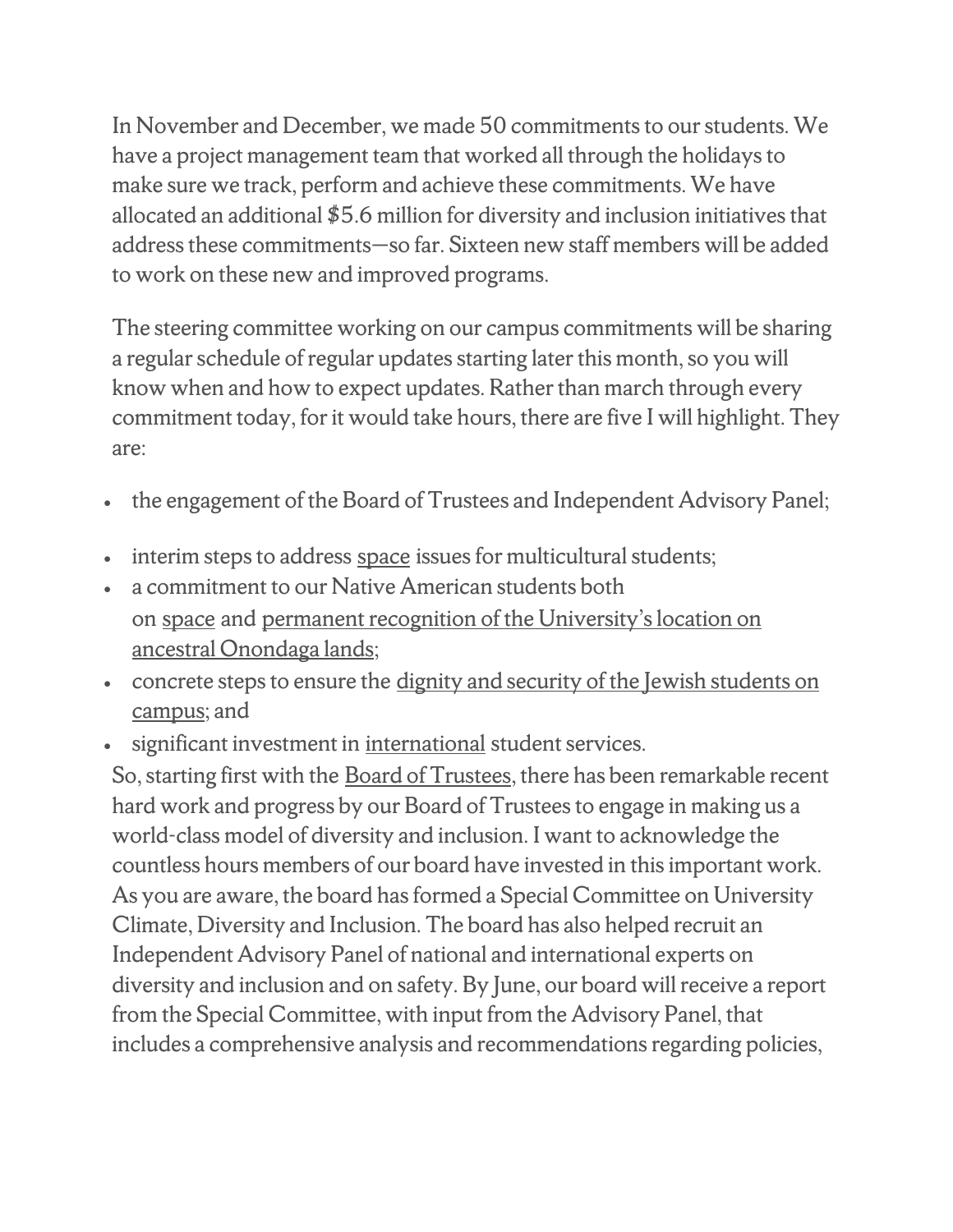In November and December, we made 50 commitments to our students. We have a project management team that worked all through the holidays to make sure we track, perform and achieve these commitments. We have allocated an additional $5.6 million for diversity and inclusion initiatives that address these commitments—so far. Sixteen new staff members will be added to work on these new and improved programs.

The steering committee working on our campus commitments will be sharing a regular schedule of regular updates starting later this month, so you will know when and how to expect updates. Rather than march through every commitment today, for it would take hours, there are five I will highlight. They are:

- the engagement of the Board of Trustees and Independent Advisory Panel;
- interim steps to address space issues for multicultural students;
- a commitment to our Native American students both on space and permanent recognition of the University's location on ancestral Onondaga lands;
- concrete steps to ensure the dignity and security of the Jewish students on campus; and
- significant investment in international student services.

So, starting first with the Board of Trustees, there has been remarkable recent hard work and progress by our Board of Trustees to engage in making us a world-class model of diversity and inclusion. I want to acknowledge the countless hours members of our board have invested in this important work. As you are aware, the board has formed a Special Committee on University Climate, Diversity and Inclusion. The board has also helped recruit an Independent Advisory Panel of national and international experts on diversity and inclusion and on safety. By June, our board will receive a report from the Special Committee, with input from the Advisory Panel, that includes a comprehensive analysis and recommendations regarding policies,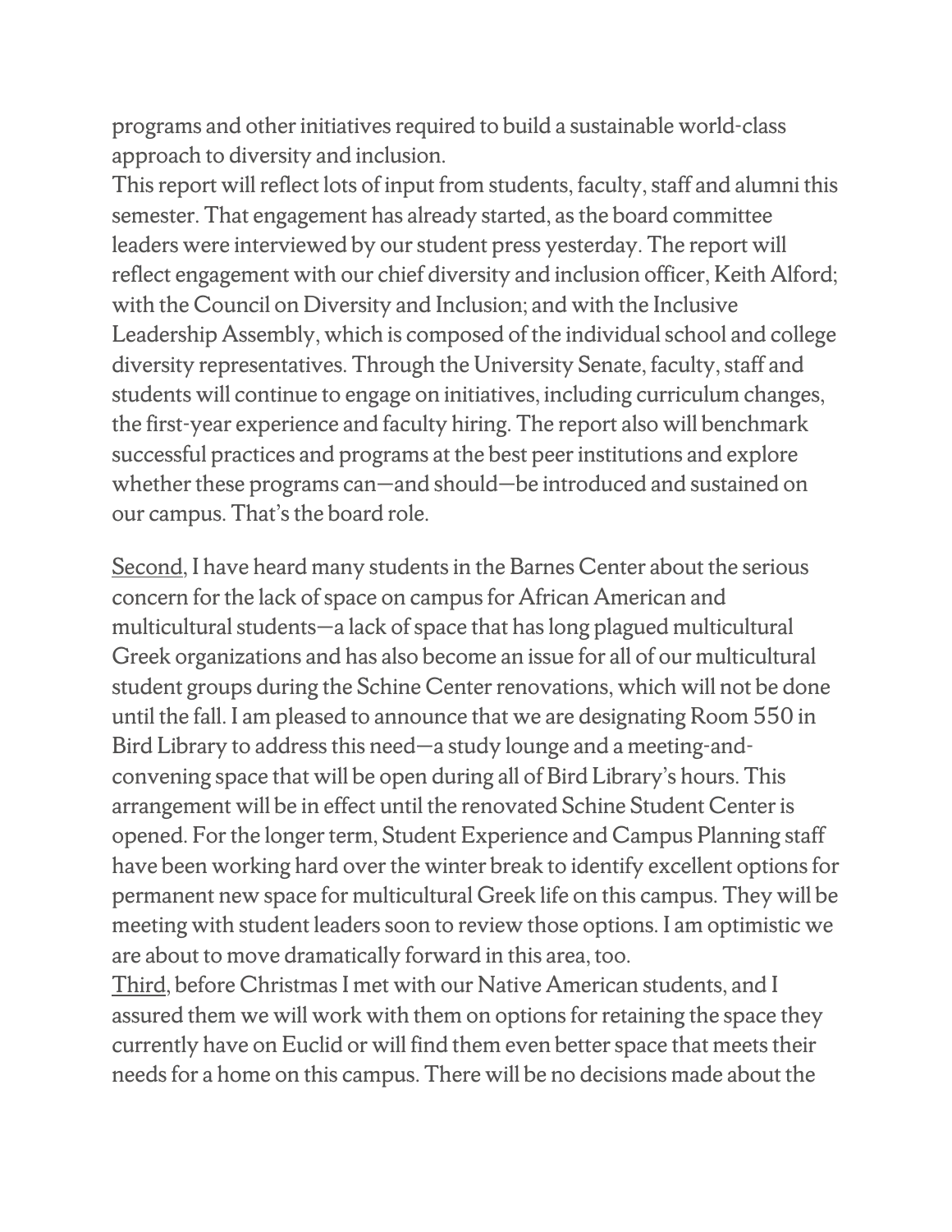programs and other initiatives required to build a sustainable world-class approach to diversity and inclusion.

This report will reflect lots of input from students, faculty, staff and alumni this semester. That engagement has already started, as the board committee leaders were interviewed by our student press yesterday. The report will reflect engagement with our chief diversity and inclusion officer, Keith Alford; with the Council on Diversity and Inclusion; and with the Inclusive Leadership Assembly, which is composed of the individual school and college diversity representatives. Through the University Senate, faculty, staff and students will continue to engage on initiatives, including curriculum changes, the first-year experience and faculty hiring. The report also will benchmark successful practices and programs at the best peer institutions and explore whether these programs can—and should—be introduced and sustained on our campus. That's the board role.

Second, I have heard many students in the Barnes Center about the serious concern for the lack of space on campus for African American and multicultural students—a lack of space that has long plagued multicultural Greek organizations and has also become an issue for all of our multicultural student groups during the Schine Center renovations, which will not be done until the fall. I am pleased to announce that we are designating Room 550 in Bird Library to address this need—a study lounge and a meeting-and-convening space that will be open during all of Bird Library's hours. This arrangement will be in effect until the renovated Schine Student Center is opened. For the longer term, Student Experience and Campus Planning staff have been working hard over the winter break to identify excellent options for permanent new space for multicultural Greek life on this campus. They will be meeting with student leaders soon to review those options. I am optimistic we are about to move dramatically forward in this area, too.

Third, before Christmas I met with our Native American students, and I assured them we will work with them on options for retaining the space they currently have on Euclid or will find them even better space that meets their needs for a home on this campus. There will be no decisions made about the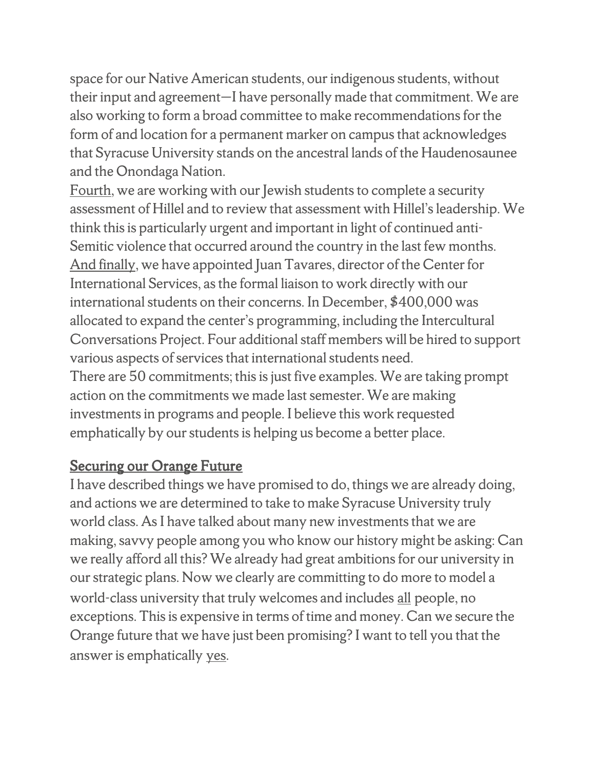space for our Native American students, our indigenous students, without their input and agreement—I have personally made that commitment. We are also working to form a broad committee to make recommendations for the form of and location for a permanent marker on campus that acknowledges that Syracuse University stands on the ancestral lands of the Haudenosaunee and the Onondaga Nation.

<u>Fourth</u>, we are working with our Jewish students to complete a security assessment of Hillel and to review that assessment with Hillel's leadership. We think this is particularly urgent and important in light of continued anti-Semitic violence that occurred around the country in the last few months.

<u>And finally</u>, we have appointed Juan Tavares, director of the Center for International Services, as the formal liaison to work directly with our international students on their concerns. In December, $400,000 was allocated to expand the center's programming, including the Intercultural Conversations Project. Four additional staff members will be hired to support various aspects of services that international students need.

There are 50 commitments; this is just five examples. We are taking prompt action on the commitments we made last semester. We are making investments in programs and people. I believe this work requested emphatically by our students is helping us become a better place.

## <u>Securing our Orange Future</u>

I have described things we have promised to do, things we are already doing, and actions we are determined to take to make Syracuse University truly world class. As I have talked about many new investments that we are making, savvy people among you who know our history might be asking: Can we really afford all this? We already had great ambitions for our university in our strategic plans. Now we clearly are committing to do more to model a world-class university that truly welcomes and includes <u>all</u> people, no exceptions. This is expensive in terms of time and money. Can we secure the Orange future that we have just been promising? I want to tell you that the answer is emphatically <u>yes</u>.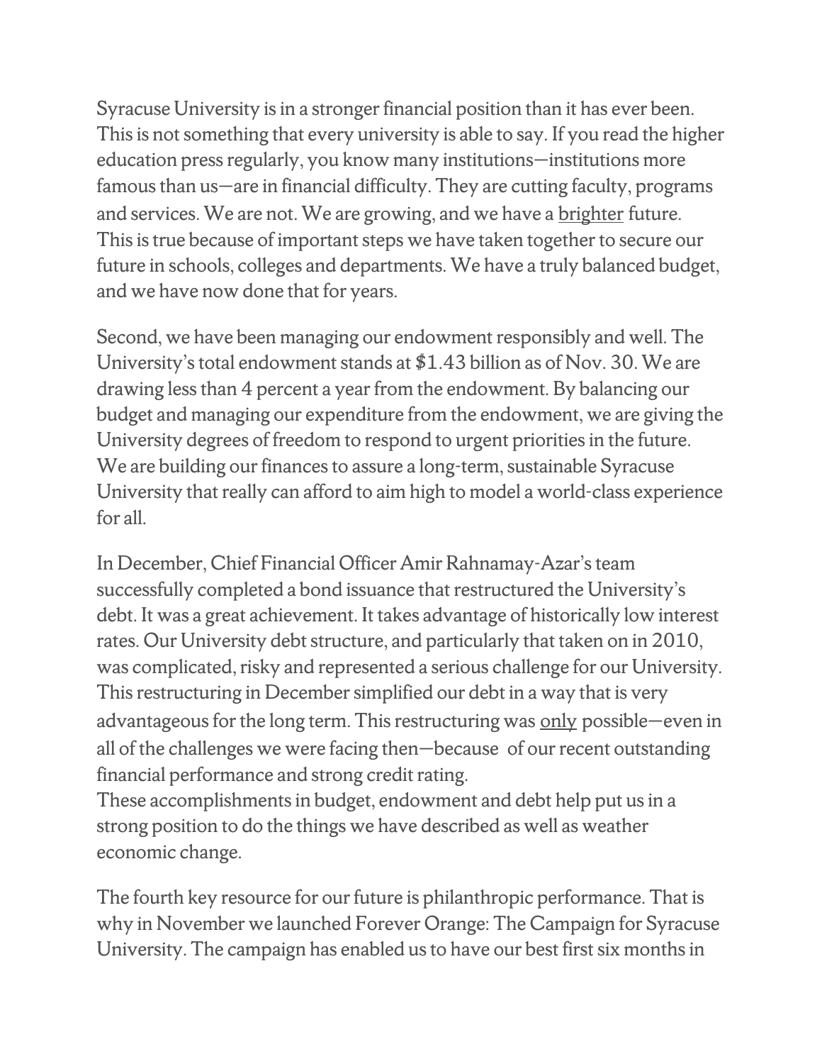Syracuse University is in a stronger financial position than it has ever been. This is not something that every university is able to say. If you read the higher education press regularly, you know many institutions—institutions more famous than us—are in financial difficulty. They are cutting faculty, programs and services. We are not. We are growing, and we have a <u>brighter</u> future. This is true because of important steps we have taken together to secure our future in schools, colleges and departments. We have a truly balanced budget, and we have now done that for years.

Second, we have been managing our endowment responsibly and well. The University's total endowment stands at $1.43 billion as of Nov. 30. We are drawing less than 4 percent a year from the endowment. By balancing our budget and managing our expenditure from the endowment, we are giving the University degrees of freedom to respond to urgent priorities in the future. We are building our finances to assure a long-term, sustainable Syracuse University that really can afford to aim high to model a world-class experience for all.

In December, Chief Financial Officer Amir Rahnamay-Azar's team successfully completed a bond issuance that restructured the University's debt. It was a great achievement. It takes advantage of historically low interest rates. Our University debt structure, and particularly that taken on in 2010, was complicated, risky and represented a serious challenge for our University. This restructuring in December simplified our debt in a way that is very advantageous for the long term. This restructuring was <u>only</u> possible—even in all of the challenges we were facing then—because of our recent outstanding financial performance and strong credit rating.
These accomplishments in budget, endowment and debt help put us in a strong position to do the things we have described as well as weather economic change.

The fourth key resource for our future is philanthropic performance. That is why in November we launched Forever Orange: The Campaign for Syracuse University. The campaign has enabled us to have our best first six months in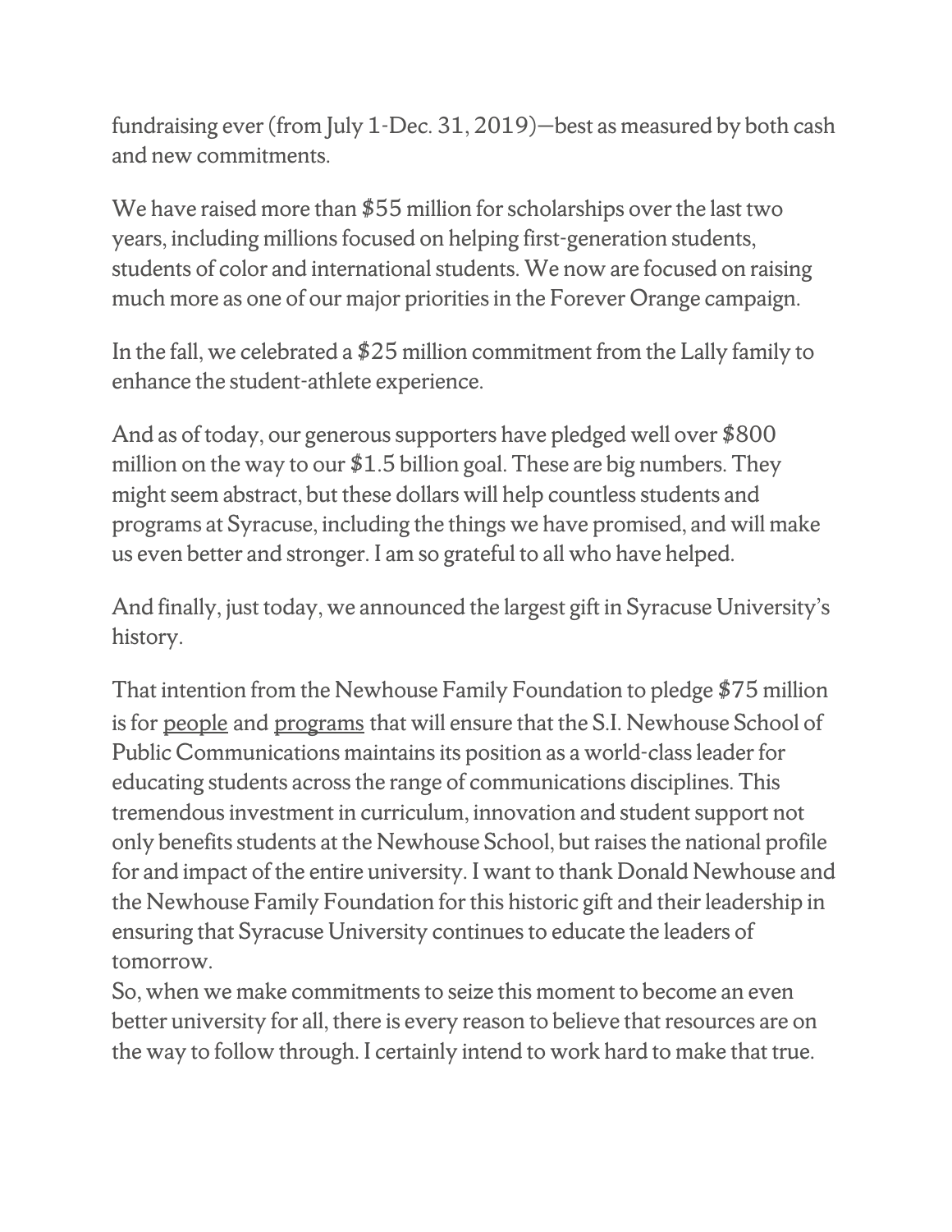fundraising ever (from July 1-Dec. 31, 2019)—best as measured by both cash and new commitments.

We have raised more than $55 million for scholarships over the last two years, including millions focused on helping first-generation students, students of color and international students. We now are focused on raising much more as one of our major priorities in the Forever Orange campaign.

In the fall, we celebrated a $25 million commitment from the Lally family to enhance the student-athlete experience.

And as of today, our generous supporters have pledged well over $800 million on the way to our $1.5 billion goal. These are big numbers. They might seem abstract, but these dollars will help countless students and programs at Syracuse, including the things we have promised, and will make us even better and stronger. I am so grateful to all who have helped.

And finally, just today, we announced the largest gift in Syracuse University's history.

That intention from the Newhouse Family Foundation to pledge $75 million is for people and programs that will ensure that the S.I. Newhouse School of Public Communications maintains its position as a world-class leader for educating students across the range of communications disciplines. This tremendous investment in curriculum, innovation and student support not only benefits students at the Newhouse School, but raises the national profile for and impact of the entire university. I want to thank Donald Newhouse and the Newhouse Family Foundation for this historic gift and their leadership in ensuring that Syracuse University continues to educate the leaders of tomorrow.

So, when we make commitments to seize this moment to become an even better university for all, there is every reason to believe that resources are on the way to follow through. I certainly intend to work hard to make that true.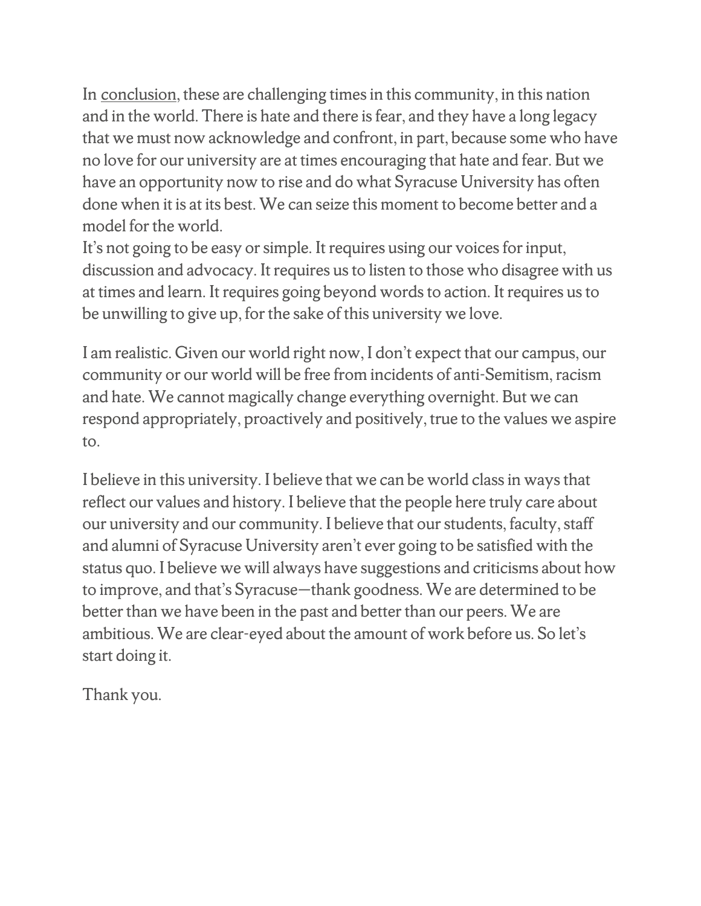In conclusion, these are challenging times in this community, in this nation and in the world. There is hate and there is fear, and they have a long legacy that we must now acknowledge and confront, in part, because some who have no love for our university are at times encouraging that hate and fear. But we have an opportunity now to rise and do what Syracuse University has often done when it is at its best. We can seize this moment to become better and a model for the world.

It's not going to be easy or simple. It requires using our voices for input, discussion and advocacy. It requires us to listen to those who disagree with us at times and learn. It requires going beyond words to action. It requires us to be unwilling to give up, for the sake of this university we love.

I am realistic. Given our world right now, I don't expect that our campus, our community or our world will be free from incidents of anti-Semitism, racism and hate. We cannot magically change everything overnight. But we can respond appropriately, proactively and positively, true to the values we aspire to.

I believe in this university. I believe that we can be world class in ways that reflect our values and history. I believe that the people here truly care about our university and our community. I believe that our students, faculty, staff and alumni of Syracuse University aren't ever going to be satisfied with the status quo. I believe we will always have suggestions and criticisms about how to improve, and that's Syracuse—thank goodness. We are determined to be better than we have been in the past and better than our peers. We are ambitious. We are clear-eyed about the amount of work before us. So let's start doing it.

Thank you.